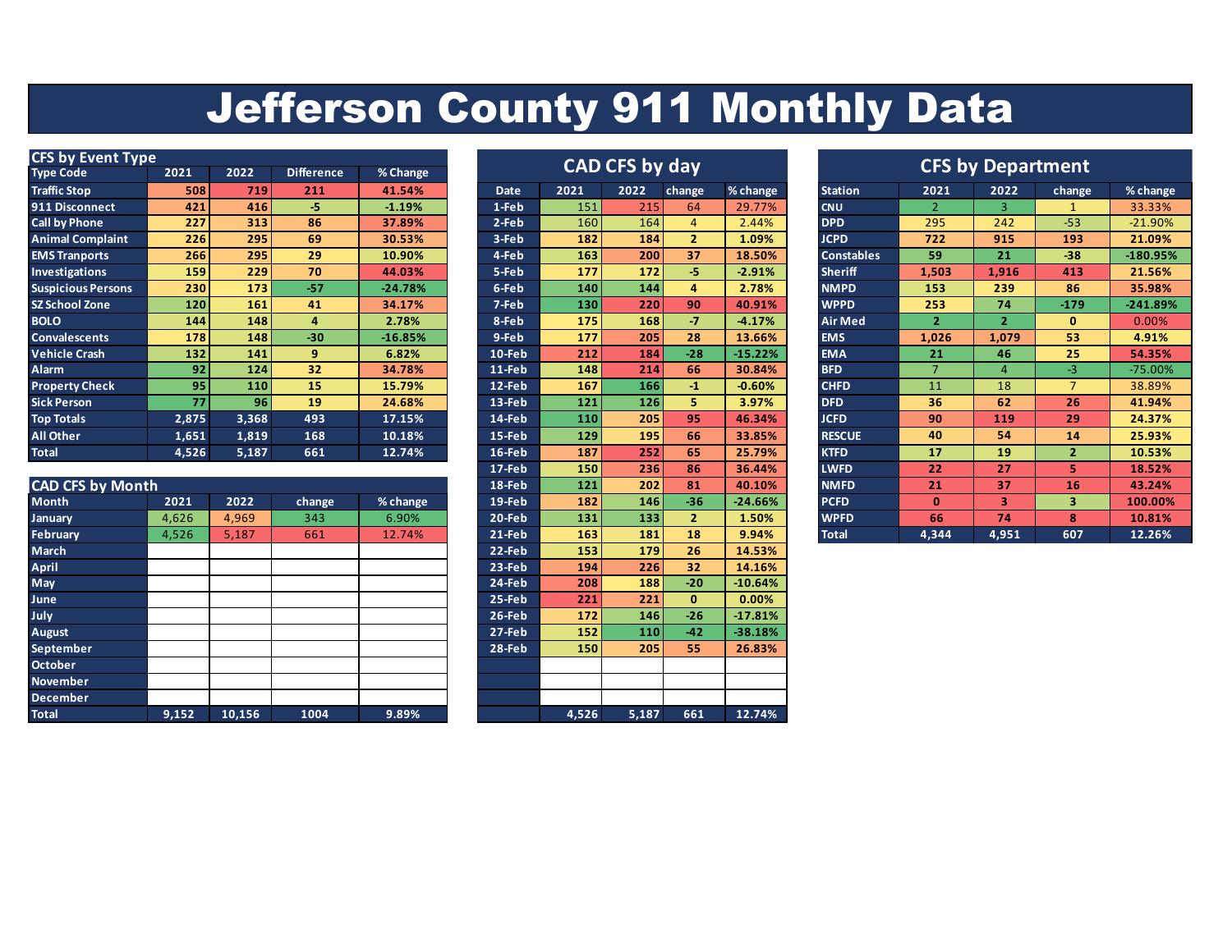# Jefferson County 911 Monthly Data

## CFS by Event Type

| Type Code | 2021 | 2022 | Difference | % Change |
|---|---|---|---|---|
| Traffic Stop | 508 | 719 | 211 | 41.54% |
| 911 Disconnect | 421 | 416 | -5 | -1.19% |
| Call by Phone | 227 | 313 | 86 | 37.89% |
| Animal Complaint | 226 | 295 | 69 | 30.53% |
| EMS Tranports | 266 | 295 | 29 | 10.90% |
| Investigations | 159 | 229 | 70 | 44.03% |
| Suspicious Persons | 230 | 173 | -57 | -24.78% |
| SZ School Zone | 120 | 161 | 41 | 34.17% |
| BOLO | 144 | 148 | 4 | 2.78% |
| Convalescents | 178 | 148 | -30 | -16.85% |
| Vehicle Crash | 132 | 141 | 9 | 6.82% |
| Alarm | 92 | 124 | 32 | 34.78% |
| Property Check | 95 | 110 | 15 | 15.79% |
| Sick Person | 77 | 96 | 19 | 24.68% |
| Top Totals | 2,875 | 3,368 | 493 | 17.15% |
| All Other | 1,651 | 1,819 | 168 | 10.18% |
| Total | 4,526 | 5,187 | 661 | 12.74% |

## CAD CFS by Month

| Month | 2021 | 2022 | change | % change |
|---|---|---|---|---|
| January | 4,626 | 4,969 | 343 | 6.90% |
| February | 4,526 | 5,187 | 661 | 12.74% |
| March | | | | |
| April | | | | |
| May | | | | |
| June | | | | |
| July | | | | |
| August | | | | |
| September | | | | |
| October | | | | |
| November | | | | |
| December | | | | |
| Total | 9,152 | 10,156 | 1004 | 9.89% |

## CAD CFS by day

| Date | 2021 | 2022 | change | % change |
|---|---|---|---|---|
| 1-Feb | 151 | 215 | 64 | 29.77% |
| 2-Feb | 160 | 164 | 4 | 2.44% |
| 3-Feb | 182 | 184 | 2 | 1.09% |
| 4-Feb | 163 | 200 | 37 | 18.50% |
| 5-Feb | 177 | 172 | -5 | -2.91% |
| 6-Feb | 140 | 144 | 4 | 2.78% |
| 7-Feb | 130 | 220 | 90 | 40.91% |
| 8-Feb | 175 | 168 | -7 | -4.17% |
| 9-Feb | 177 | 205 | 28 | 13.66% |
| 10-Feb | 212 | 184 | -28 | -15.22% |
| 11-Feb | 148 | 214 | 66 | 30.84% |
| 12-Feb | 167 | 166 | -1 | -0.60% |
| 13-Feb | 121 | 126 | 5 | 3.97% |
| 14-Feb | 110 | 205 | 95 | 46.34% |
| 15-Feb | 129 | 195 | 66 | 33.85% |
| 16-Feb | 187 | 252 | 65 | 25.79% |
| 17-Feb | 150 | 236 | 86 | 36.44% |
| 18-Feb | 121 | 202 | 81 | 40.10% |
| 19-Feb | 182 | 146 | -36 | -24.66% |
| 20-Feb | 131 | 133 | 2 | 1.50% |
| 21-Feb | 163 | 181 | 18 | 9.94% |
| 22-Feb | 153 | 179 | 26 | 14.53% |
| 23-Feb | 194 | 226 | 32 | 14.16% |
| 24-Feb | 208 | 188 | -20 | -10.64% |
| 25-Feb | 221 | 221 | 0 | 0.00% |
| 26-Feb | 172 | 146 | -26 | -17.81% |
| 27-Feb | 152 | 110 | -42 | -38.18% |
| 28-Feb | 150 | 205 | 55 | 26.83% |
| | | | | |
| | | | | |
| | 4,526 | 5,187 | 661 | 12.74% |

## CFS by Department

| Station | 2021 | 2022 | change | % change |
|---|---|---|---|---|
| CNU | 2 | 3 | 1 | 33.33% |
| DPD | 295 | 242 | -53 | -21.90% |
| JCPD | 722 | 915 | 193 | 21.09% |
| Constables | 59 | 21 | -38 | -180.95% |
| Sheriff | 1,503 | 1,916 | 413 | 21.56% |
| NMPD | 153 | 239 | 86 | 35.98% |
| WPPD | 253 | 74 | -179 | -241.89% |
| Air Med | 2 | 2 | 0 | 0.00% |
| EMS | 1,026 | 1,079 | 53 | 4.91% |
| EMA | 21 | 46 | 25 | 54.35% |
| BFD | 7 | 4 | -3 | -75.00% |
| CHFD | 11 | 18 | 7 | 38.89% |
| DFD | 36 | 62 | 26 | 41.94% |
| JCFD | 90 | 119 | 29 | 24.37% |
| RESCUE | 40 | 54 | 14 | 25.93% |
| KTFD | 17 | 19 | 2 | 10.53% |
| LWFD | 22 | 27 | 5 | 18.52% |
| NMFD | 21 | 37 | 16 | 43.24% |
| PCFD | 0 | 3 | 3 | 100.00% |
| WPFD | 66 | 74 | 8 | 10.81% |
| Total | 4,344 | 4,951 | 607 | 12.26% |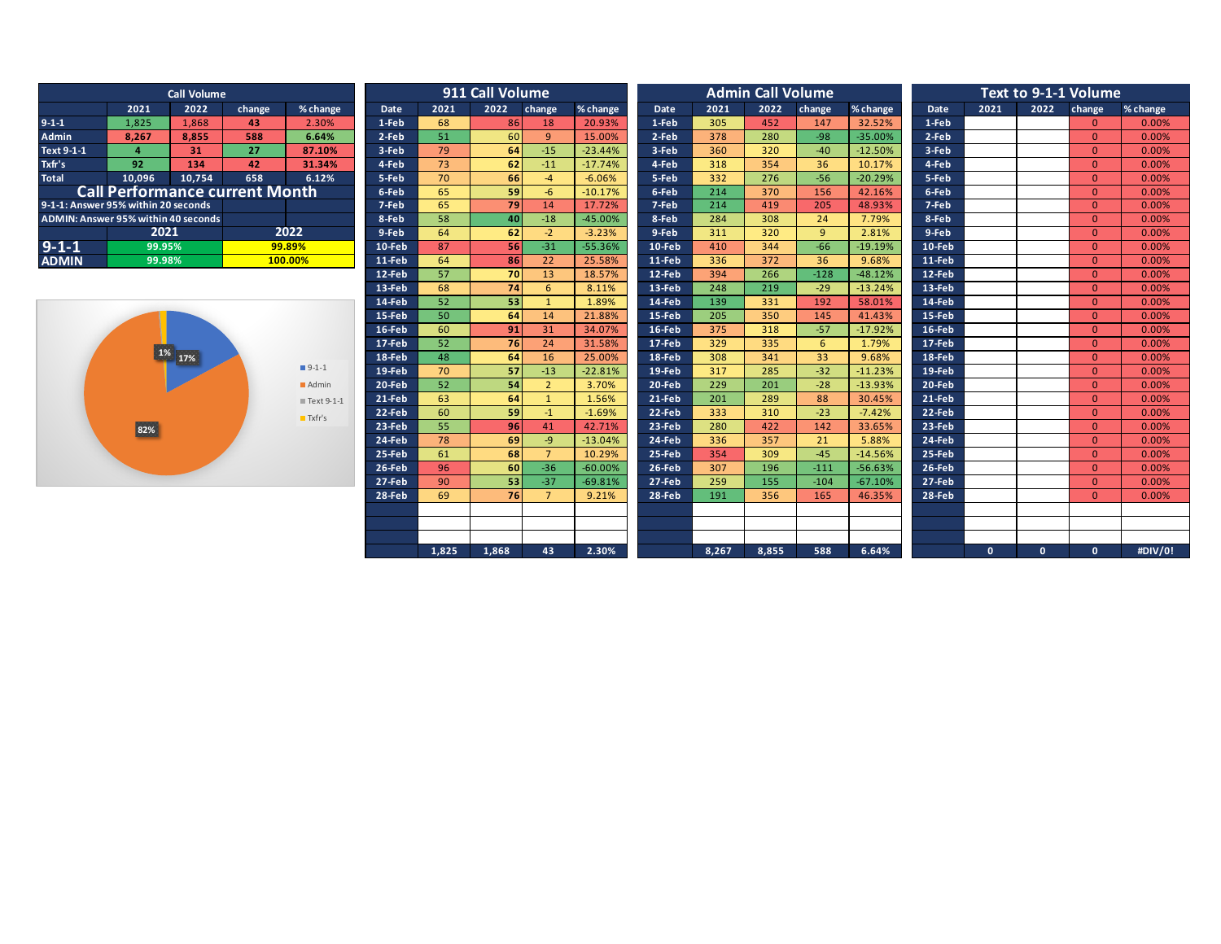## Call Volume

| | 2021 | 2022 | change | % change |
|---|---|---|---|---|
| 9-1-1 | 1,825 | 1,868 | 43 | 2.30% |
| Admin | 8,267 | 8,855 | 588 | 6.64% |
| Text 9-1-1 | 4 | 31 | 27 | 87.10% |
| Txfr's | 92 | 134 | 42 | 31.34% |
| Total | 10,096 | 10,754 | 658 | 6.12% |

## Call Performance current Month

9-1-1: Answer 95% within 20 seconds

ADMIN: Answer 95% within 40 seconds

| | 2021 | 2022 |
|---|---|---|
| 9-1-1 | 99.95% | 99.89% |
| ADMIN | 99.98% | 100.00% |

Pie chart: 9-1-1 17%, Admin 82%, Text 9-1-1, Txfr's 1%

## 911 Call Volume

| Date | 2021 | 2022 | change | % change |
|---|---|---|---|---|
| 1-Feb | 68 | 86 | 18 | 20.93% |
| 2-Feb | 51 | 60 | 9 | 15.00% |
| 3-Feb | 79 | 64 | -15 | -23.44% |
| 4-Feb | 73 | 62 | -11 | -17.74% |
| 5-Feb | 70 | 66 | -4 | -6.06% |
| 6-Feb | 65 | 59 | -6 | -10.17% |
| 7-Feb | 65 | 79 | 14 | 17.72% |
| 8-Feb | 58 | 40 | -18 | -45.00% |
| 9-Feb | 64 | 62 | -2 | -3.23% |
| 10-Feb | 87 | 56 | -31 | -55.36% |
| 11-Feb | 64 | 86 | 22 | 25.58% |
| 12-Feb | 57 | 70 | 13 | 18.57% |
| 13-Feb | 68 | 74 | 6 | 8.11% |
| 14-Feb | 52 | 53 | 1 | 1.89% |
| 15-Feb | 50 | 64 | 14 | 21.88% |
| 16-Feb | 60 | 91 | 31 | 34.07% |
| 17-Feb | 52 | 76 | 24 | 31.58% |
| 18-Feb | 48 | 64 | 16 | 25.00% |
| 19-Feb | 70 | 57 | -13 | -22.81% |
| 20-Feb | 52 | 54 | 2 | 3.70% |
| 21-Feb | 63 | 64 | 1 | 1.56% |
| 22-Feb | 60 | 59 | -1 | -1.69% |
| 23-Feb | 55 | 96 | 41 | 42.71% |
| 24-Feb | 78 | 69 | -9 | -13.04% |
| 25-Feb | 61 | 68 | 7 | 10.29% |
| 26-Feb | 96 | 60 | -36 | -60.00% |
| 27-Feb | 90 | 53 | -37 | -69.81% |
| 28-Feb | 69 | 76 | 7 | 9.21% |
| | | | | |
| | | | | |
| | | | | |
| | 1,825 | 1,868 | 43 | 2.30% |

## Admin Call Volume

| Date | 2021 | 2022 | change | % change |
|---|---|---|---|---|
| 1-Feb | 305 | 452 | 147 | 32.52% |
| 2-Feb | 378 | 280 | -98 | -35.00% |
| 3-Feb | 360 | 320 | -40 | -12.50% |
| 4-Feb | 318 | 354 | 36 | 10.17% |
| 5-Feb | 332 | 276 | -56 | -20.29% |
| 6-Feb | 214 | 370 | 156 | 42.16% |
| 7-Feb | 214 | 419 | 205 | 48.93% |
| 8-Feb | 284 | 308 | 24 | 7.79% |
| 9-Feb | 311 | 320 | 9 | 2.81% |
| 10-Feb | 410 | 344 | -66 | -19.19% |
| 11-Feb | 336 | 372 | 36 | 9.68% |
| 12-Feb | 394 | 266 | -128 | -48.12% |
| 13-Feb | 248 | 219 | -29 | -13.24% |
| 14-Feb | 139 | 331 | 192 | 58.01% |
| 15-Feb | 205 | 350 | 145 | 41.43% |
| 16-Feb | 375 | 318 | -57 | -17.92% |
| 17-Feb | 329 | 335 | 6 | 1.79% |
| 18-Feb | 308 | 341 | 33 | 9.68% |
| 19-Feb | 317 | 285 | -32 | -11.23% |
| 20-Feb | 229 | 201 | -28 | -13.93% |
| 21-Feb | 201 | 289 | 88 | 30.45% |
| 22-Feb | 333 | 310 | -23 | -7.42% |
| 23-Feb | 280 | 422 | 142 | 33.65% |
| 24-Feb | 336 | 357 | 21 | 5.88% |
| 25-Feb | 354 | 309 | -45 | -14.56% |
| 26-Feb | 307 | 196 | -111 | -56.63% |
| 27-Feb | 259 | 155 | -104 | -67.10% |
| 28-Feb | 191 | 356 | 165 | 46.35% |
| | | | | |
| | | | | |
| | | | | |
| | 8,267 | 8,855 | 588 | 6.64% |

## Text to 9-1-1 Volume

| Date | 2021 | 2022 | change | % change |
|---|---|---|---|---|
| 1-Feb | | | 0 | 0.00% |
| 2-Feb | | | 0 | 0.00% |
| 3-Feb | | | 0 | 0.00% |
| 4-Feb | | | 0 | 0.00% |
| 5-Feb | | | 0 | 0.00% |
| 6-Feb | | | 0 | 0.00% |
| 7-Feb | | | 0 | 0.00% |
| 8-Feb | | | 0 | 0.00% |
| 9-Feb | | | 0 | 0.00% |
| 10-Feb | | | 0 | 0.00% |
| 11-Feb | | | 0 | 0.00% |
| 12-Feb | | | 0 | 0.00% |
| 13-Feb | | | 0 | 0.00% |
| 14-Feb | | | 0 | 0.00% |
| 15-Feb | | | 0 | 0.00% |
| 16-Feb | | | 0 | 0.00% |
| 17-Feb | | | 0 | 0.00% |
| 18-Feb | | | 0 | 0.00% |
| 19-Feb | | | 0 | 0.00% |
| 20-Feb | | | 0 | 0.00% |
| 21-Feb | | | 0 | 0.00% |
| 22-Feb | | | 0 | 0.00% |
| 23-Feb | | | 0 | 0.00% |
| 24-Feb | | | 0 | 0.00% |
| 25-Feb | | | 0 | 0.00% |
| 26-Feb | | | 0 | 0.00% |
| 27-Feb | | | 0 | 0.00% |
| 28-Feb | | | 0 | 0.00% |
| | | | | |
| | | | | |
| | | | | |
| | 0 | 0 | 0 | #DIV/0! |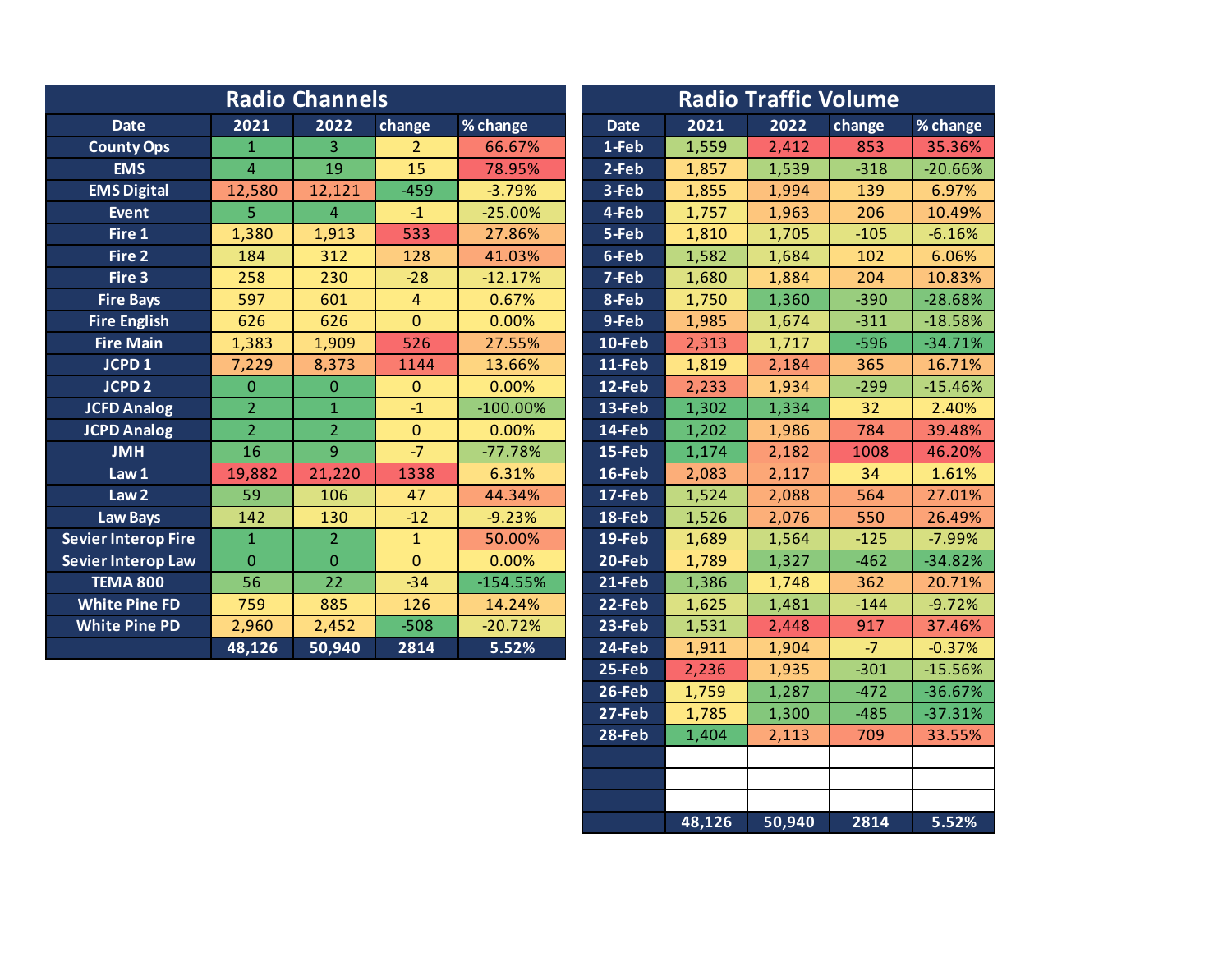## Radio Channels

| Date | 2021 | 2022 | change | % change |
|---|---|---|---|---|
| County Ops | 1 | 3 | 2 | 66.67% |
| EMS | 4 | 19 | 15 | 78.95% |
| EMS Digital | 12,580 | 12,121 | -459 | -3.79% |
| Event | 5 | 4 | -1 | -25.00% |
| Fire 1 | 1,380 | 1,913 | 533 | 27.86% |
| Fire 2 | 184 | 312 | 128 | 41.03% |
| Fire 3 | 258 | 230 | -28 | -12.17% |
| Fire Bays | 597 | 601 | 4 | 0.67% |
| Fire English | 626 | 626 | 0 | 0.00% |
| Fire Main | 1,383 | 1,909 | 526 | 27.55% |
| JCPD 1 | 7,229 | 8,373 | 1144 | 13.66% |
| JCPD 2 | 0 | 0 | 0 | 0.00% |
| JCFD Analog | 2 | 1 | -1 | -100.00% |
| JCPD Analog | 2 | 2 | 0 | 0.00% |
| JMH | 16 | 9 | -7 | -77.78% |
| Law 1 | 19,882 | 21,220 | 1338 | 6.31% |
| Law 2 | 59 | 106 | 47 | 44.34% |
| Law Bays | 142 | 130 | -12 | -9.23% |
| Sevier Interop Fire | 1 | 2 | 1 | 50.00% |
| Sevier Interop Law | 0 | 0 | 0 | 0.00% |
| TEMA 800 | 56 | 22 | -34 | -154.55% |
| White Pine FD | 759 | 885 | 126 | 14.24% |
| White Pine PD | 2,960 | 2,452 | -508 | -20.72% |
| | 48,126 | 50,940 | 2814 | 5.52% |

## Radio Traffic Volume

| Date | 2021 | 2022 | change | % change |
|---|---|---|---|---|
| 1-Feb | 1,559 | 2,412 | 853 | 35.36% |
| 2-Feb | 1,857 | 1,539 | -318 | -20.66% |
| 3-Feb | 1,855 | 1,994 | 139 | 6.97% |
| 4-Feb | 1,757 | 1,963 | 206 | 10.49% |
| 5-Feb | 1,810 | 1,705 | -105 | -6.16% |
| 6-Feb | 1,582 | 1,684 | 102 | 6.06% |
| 7-Feb | 1,680 | 1,884 | 204 | 10.83% |
| 8-Feb | 1,750 | 1,360 | -390 | -28.68% |
| 9-Feb | 1,985 | 1,674 | -311 | -18.58% |
| 10-Feb | 2,313 | 1,717 | -596 | -34.71% |
| 11-Feb | 1,819 | 2,184 | 365 | 16.71% |
| 12-Feb | 2,233 | 1,934 | -299 | -15.46% |
| 13-Feb | 1,302 | 1,334 | 32 | 2.40% |
| 14-Feb | 1,202 | 1,986 | 784 | 39.48% |
| 15-Feb | 1,174 | 2,182 | 1008 | 46.20% |
| 16-Feb | 2,083 | 2,117 | 34 | 1.61% |
| 17-Feb | 1,524 | 2,088 | 564 | 27.01% |
| 18-Feb | 1,526 | 2,076 | 550 | 26.49% |
| 19-Feb | 1,689 | 1,564 | -125 | -7.99% |
| 20-Feb | 1,789 | 1,327 | -462 | -34.82% |
| 21-Feb | 1,386 | 1,748 | 362 | 20.71% |
| 22-Feb | 1,625 | 1,481 | -144 | -9.72% |
| 23-Feb | 1,531 | 2,448 | 917 | 37.46% |
| 24-Feb | 1,911 | 1,904 | -7 | -0.37% |
| 25-Feb | 2,236 | 1,935 | -301 | -15.56% |
| 26-Feb | 1,759 | 1,287 | -472 | -36.67% |
| 27-Feb | 1,785 | 1,300 | -485 | -37.31% |
| 28-Feb | 1,404 | 2,113 | 709 | 33.55% |
| | | | | |
| | | | | |
| | | | | |
| | 48,126 | 50,940 | 2814 | 5.52% |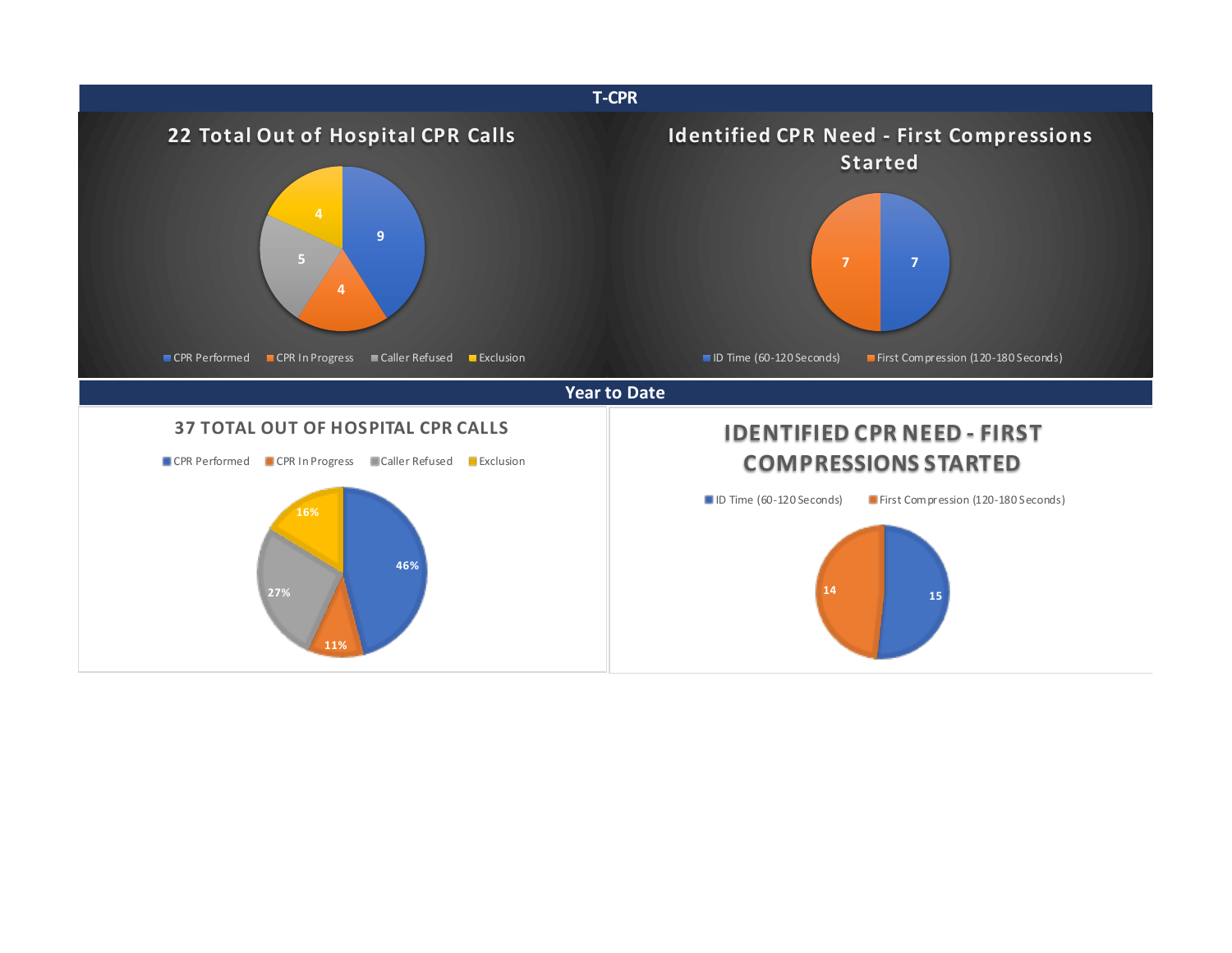## T-CPR

### 22 Total Out of Hospital CPR Calls

9

4

5

4

CPR Performed | CPR In Progress | Caller Refused | Exclusion

### Identified CPR Need - First Compressions Started

7

7

ID Time (60-120 Seconds) | First Compression (120-180 Seconds)

## Year to Date

### 37 TOTAL OUT OF HOSPITAL CPR CALLS

CPR Performed | CPR In Progress | Caller Refused | Exclusion

16%

46%

27%

11%

### IDENTIFIED CPR NEED - FIRST COMPRESSIONS STARTED

ID Time (60-120 Seconds) | First Compression (120-180 Seconds)

14

15